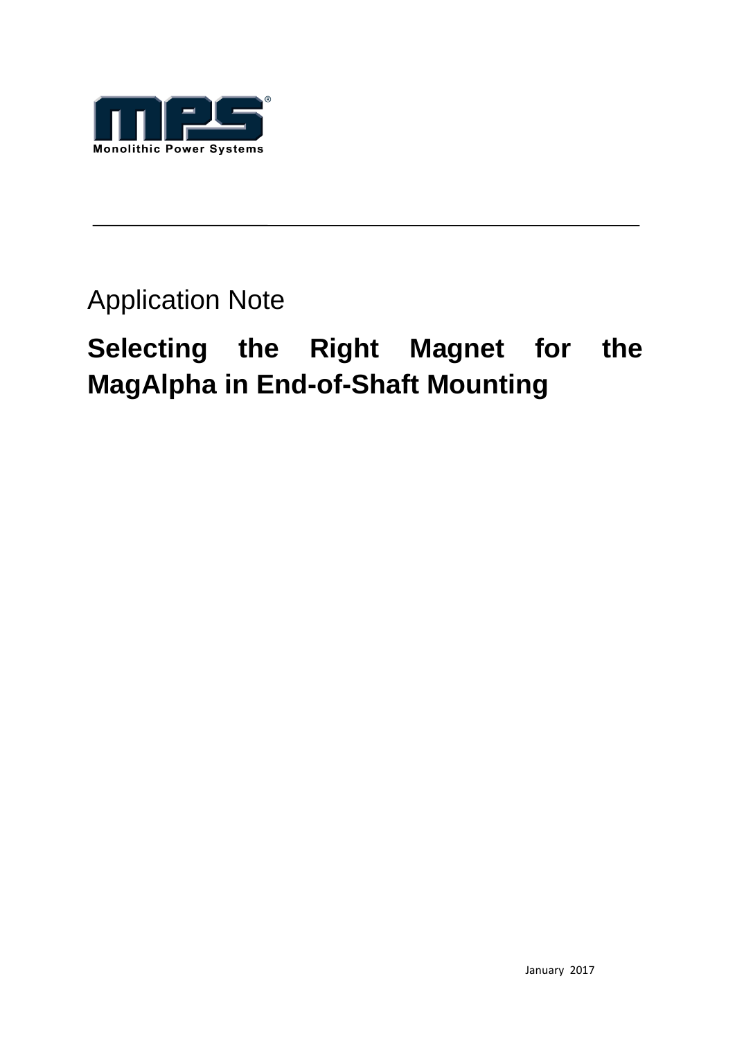Monolithic Power Systems

Application Note

# Selecting the Right Magnet for the MagAlpha in End-of-Shaft Mounting

January 2017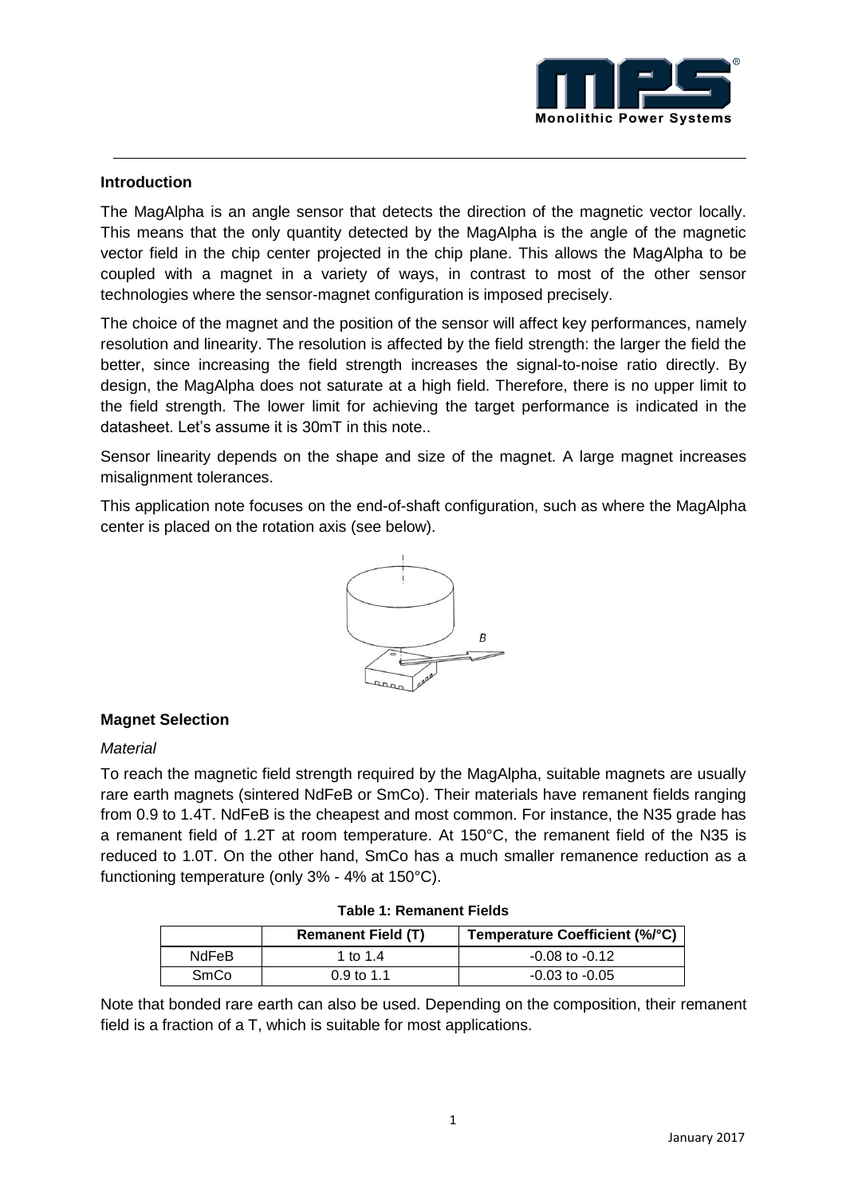## Introduction

The MagAlpha is an angle sensor that detects the direction of the magnetic vector locally. This means that the only quantity detected by the MagAlpha is the angle of the magnetic vector field in the chip center projected in the chip plane. This allows the MagAlpha to be coupled with a magnet in a variety of ways, in contrast to most of the other sensor technologies where the sensor-magnet configuration is imposed precisely.

The choice of the magnet and the position of the sensor will affect key performances, namely resolution and linearity. The resolution is affected by the field strength: the larger the field the better, since increasing the field strength increases the signal-to-noise ratio directly. By design, the MagAlpha does not saturate at a high field. Therefore, there is no upper limit to the field strength. The lower limit for achieving the target performance is indicated in the datasheet. Let's assume it is 30mT in this note..

Sensor linearity depends on the shape and size of the magnet. A large magnet increases misalignment tolerances.

This application note focuses on the end-of-shaft configuration, such as where the MagAlpha center is placed on the rotation axis (see below).

## Magnet Selection

### *Material*

To reach the magnetic field strength required by the MagAlpha, suitable magnets are usually rare earth magnets (sintered NdFeB or SmCo). Their materials have remanent fields ranging from 0.9 to 1.4T. NdFeB is the cheapest and most common. For instance, the N35 grade has a remanent field of 1.2T at room temperature. At 150°C, the remanent field of the N35 is reduced to 1.0T. On the other hand, SmCo has a much smaller remanence reduction as a functioning temperature (only 3% - 4% at 150°C).

**Table 1: Remanent Fields**

| | Remanent Field (T) | Temperature Coefficient (%/°C) |
|---|---|---|
| NdFeB | 1 to 1.4 | -0.08 to -0.12 |
| SmCo | 0.9 to 1.1 | -0.03 to -0.05 |

Note that bonded rare earth can also be used. Depending on the composition, their remanent field is a fraction of a T, which is suitable for most applications.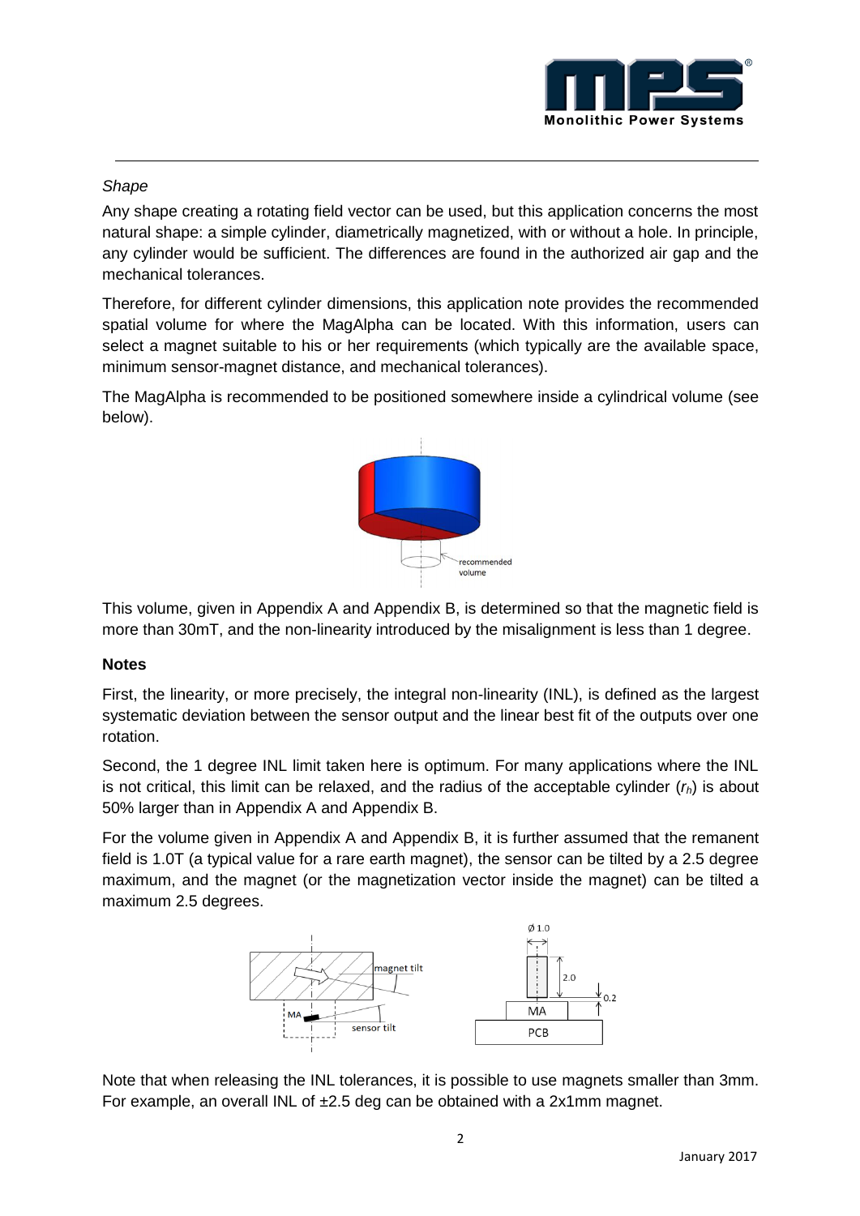*Shape*

Any shape creating a rotating field vector can be used, but this application concerns the most natural shape: a simple cylinder, diametrically magnetized, with or without a hole. In principle, any cylinder would be sufficient. The differences are found in the authorized air gap and the mechanical tolerances.

Therefore, for different cylinder dimensions, this application note provides the recommended spatial volume for where the MagAlpha can be located. With this information, users can select a magnet suitable to his or her requirements (which typically are the available space, minimum sensor-magnet distance, and mechanical tolerances).

The MagAlpha is recommended to be positioned somewhere inside a cylindrical volume (see below).

This volume, given in Appendix A and Appendix B, is determined so that the magnetic field is more than 30mT, and the non-linearity introduced by the misalignment is less than 1 degree.

**Notes**

First, the linearity, or more precisely, the integral non-linearity (INL), is defined as the largest systematic deviation between the sensor output and the linear best fit of the outputs over one rotation.

Second, the 1 degree INL limit taken here is optimum. For many applications where the INL is not critical, this limit can be relaxed, and the radius of the acceptable cylinder ($r_h$) is about 50% larger than in Appendix A and Appendix B.

For the volume given in Appendix A and Appendix B, it is further assumed that the remanent field is 1.0T (a typical value for a rare earth magnet), the sensor can be tilted by a 2.5 degree maximum, and the magnet (or the magnetization vector inside the magnet) can be tilted a maximum 2.5 degrees.

Note that when releasing the INL tolerances, it is possible to use magnets smaller than 3mm. For example, an overall INL of ±2.5 deg can be obtained with a 2x1mm magnet.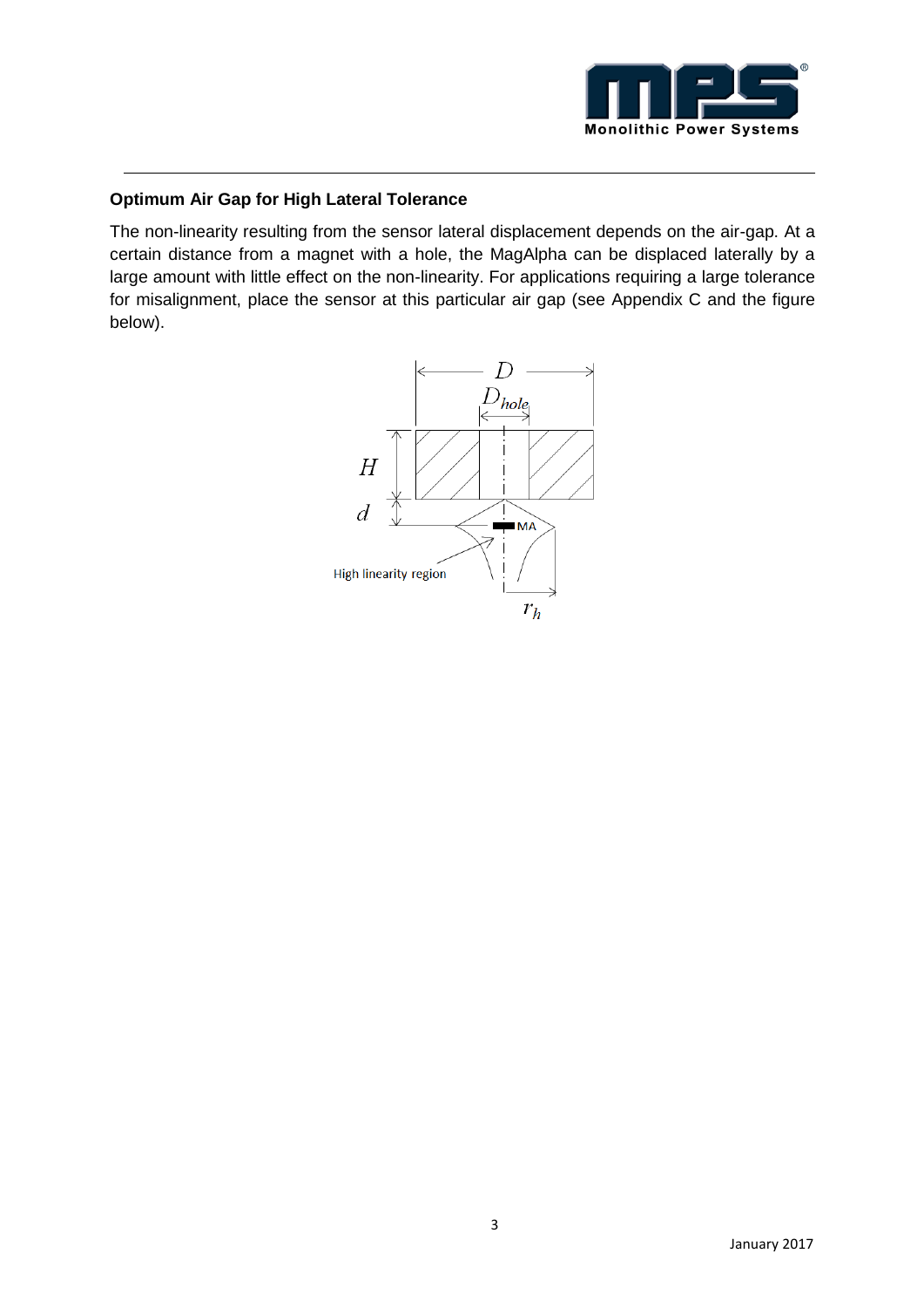**Optimum Air Gap for High Lateral Tolerance**

The non-linearity resulting from the sensor lateral displacement depends on the air-gap. At a certain distance from a magnet with a hole, the MagAlpha can be displaced laterally by a large amount with little effect on the non-linearity. For applications requiring a large tolerance for misalignment, place the sensor at this particular air gap (see Appendix C and the figure below).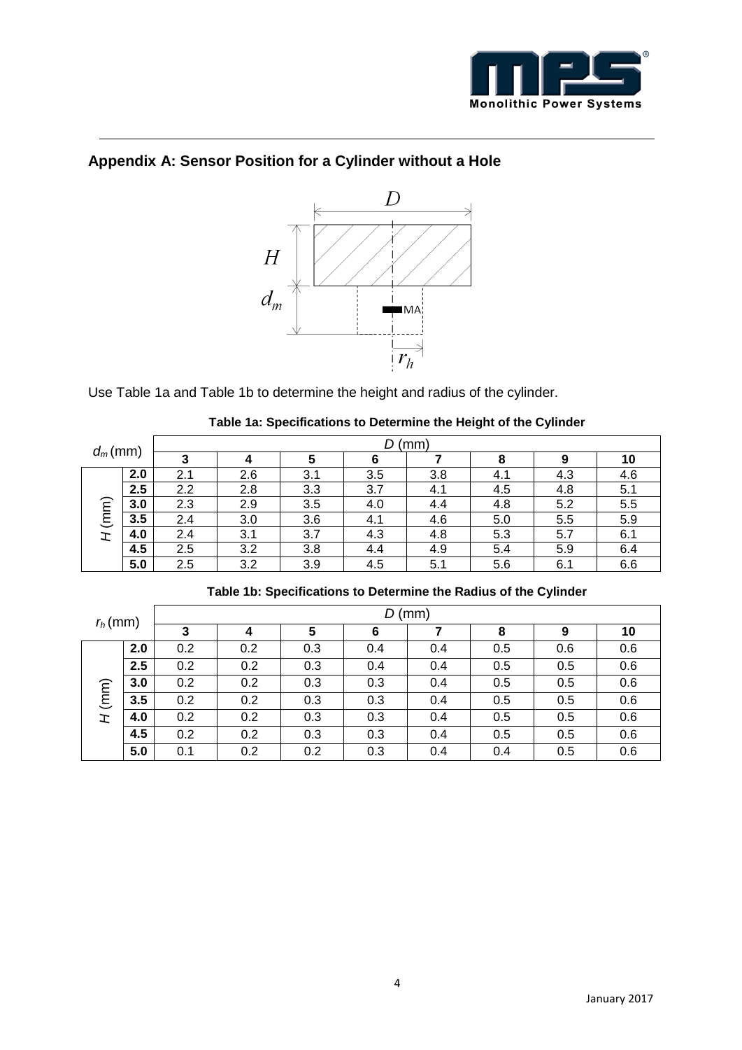## Appendix A: Sensor Position for a Cylinder without a Hole

Use Table 1a and Table 1b to determine the height and radius of the cylinder.

**Table 1a: Specifications to Determine the Height of the Cylinder**

| $d_m$ (mm) | | $D$ (mm) | | | | | | | |
|---|---|---|---|---|---|---|---|---|---|
| | | **3** | **4** | **5** | **6** | **7** | **8** | **9** | **10** |
| $H$ (mm) | **2.0** | 2.1 | 2.6 | 3.1 | 3.5 | 3.8 | 4.1 | 4.3 | 4.6 |
| | **2.5** | 2.2 | 2.8 | 3.3 | 3.7 | 4.1 | 4.5 | 4.8 | 5.1 |
| | **3.0** | 2.3 | 2.9 | 3.5 | 4.0 | 4.4 | 4.8 | 5.2 | 5.5 |
| | **3.5** | 2.4 | 3.0 | 3.6 | 4.1 | 4.6 | 5.0 | 5.5 | 5.9 |
| | **4.0** | 2.4 | 3.1 | 3.7 | 4.3 | 4.8 | 5.3 | 5.7 | 6.1 |
| | **4.5** | 2.5 | 3.2 | 3.8 | 4.4 | 4.9 | 5.4 | 5.9 | 6.4 |
| | **5.0** | 2.5 | 3.2 | 3.9 | 4.5 | 5.1 | 5.6 | 6.1 | 6.6 |

**Table 1b: Specifications to Determine the Radius of the Cylinder**

| $r_h$ (mm) | | $D$ (mm) | | | | | | | |
|---|---|---|---|---|---|---|---|---|---|
| | | **3** | **4** | **5** | **6** | **7** | **8** | **9** | **10** |
| $H$ (mm) | **2.0** | 0.2 | 0.2 | 0.3 | 0.4 | 0.4 | 0.5 | 0.6 | 0.6 |
| | **2.5** | 0.2 | 0.2 | 0.3 | 0.4 | 0.4 | 0.5 | 0.5 | 0.6 |
| | **3.0** | 0.2 | 0.2 | 0.3 | 0.3 | 0.4 | 0.5 | 0.5 | 0.6 |
| | **3.5** | 0.2 | 0.2 | 0.3 | 0.3 | 0.4 | 0.5 | 0.5 | 0.6 |
| | **4.0** | 0.2 | 0.2 | 0.3 | 0.3 | 0.4 | 0.5 | 0.5 | 0.6 |
| | **4.5** | 0.2 | 0.2 | 0.3 | 0.3 | 0.4 | 0.5 | 0.5 | 0.6 |
| | **5.0** | 0.1 | 0.2 | 0.2 | 0.3 | 0.4 | 0.4 | 0.5 | 0.6 |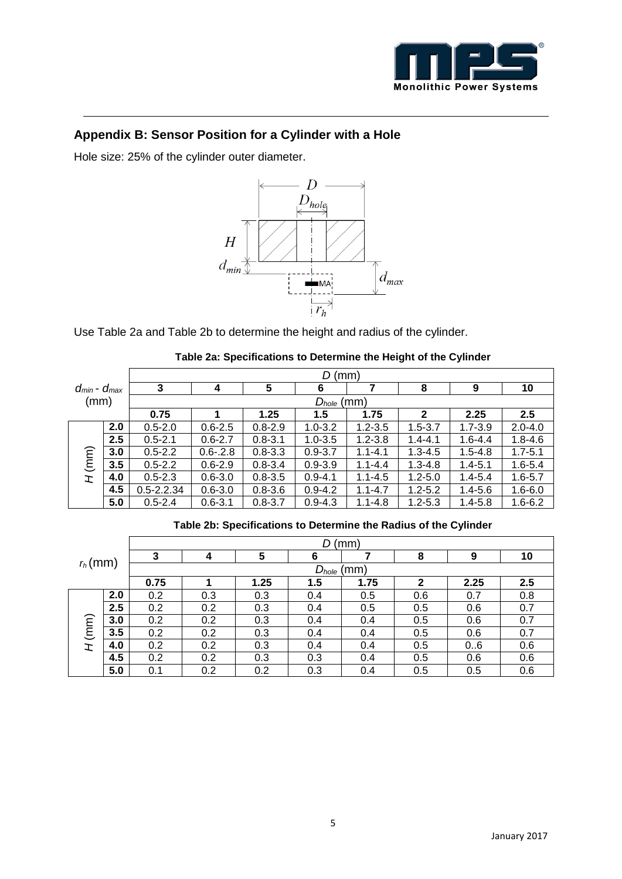## Appendix B: Sensor Position for a Cylinder with a Hole

Hole size: 25% of the cylinder outer diameter.

Use Table 2a and Table 2b to determine the height and radius of the cylinder.

**Table 2a: Specifications to Determine the Height of the Cylinder**

| $d_{min}$ - $d_{max}$ (mm) | | $D$ (mm) | | | | | | | |
|---|---|---|---|---|---|---|---|---|---|
| | | 3 | 4 | 5 | 6 | 7 | 8 | 9 | 10 |
| | | $D_{hole}$ (mm) | | | | | | | |
| | | 0.75 | 1 | 1.25 | 1.5 | 1.75 | 2 | 2.25 | 2.5 |
| $H$ (mm) | **2.0** | 0.5-2.0 | 0.6-2.5 | 0.8-2.9 | 1.0-3.2 | 1.2-3.5 | 1.5-3.7 | 1.7-3.9 | 2.0-4.0 |
| | **2.5** | 0.5-2.1 | 0.6-2.7 | 0.8-3.1 | 1.0-3.5 | 1.2-3.8 | 1.4-4.1 | 1.6-4.4 | 1.8-4.6 |
| | **3.0** | 0.5-2.2 | 0.6-.2.8 | 0.8-3.3 | 0.9-3.7 | 1.1-4.1 | 1.3-4.5 | 1.5-4.8 | 1.7-5.1 |
| | **3.5** | 0.5-2.2 | 0.6-2.9 | 0.8-3.4 | 0.9-3.9 | 1.1-4.4 | 1.3-4.8 | 1.4-5.1 | 1.6-5.4 |
| | **4.0** | 0.5-2.3 | 0.6-3.0 | 0.8-3.5 | 0.9-4.1 | 1.1-4.5 | 1.2-5.0 | 1.4-5.4 | 1.6-5.7 |
| | **4.5** | 0.5-2.2.34 | 0.6-3.0 | 0.8-3.6 | 0.9-4.2 | 1.1-4.7 | 1.2-5.2 | 1.4-5.6 | 1.6-6.0 |
| | **5.0** | 0.5-2.4 | 0.6-3.1 | 0.8-3.7 | 0.9-4.3 | 1.1-4.8 | 1.2-5.3 | 1.4-5.8 | 1.6-6.2 |

**Table 2b: Specifications to Determine the Radius of the Cylinder**

| $r_h$ (mm) | | $D$ (mm) | | | | | | | |
|---|---|---|---|---|---|---|---|---|---|
| | | 3 | 4 | 5 | 6 | 7 | 8 | 9 | 10 |
| | | $D_{hole}$ (mm) | | | | | | | |
| | | 0.75 | 1 | 1.25 | 1.5 | 1.75 | 2 | 2.25 | 2.5 |
| $H$ (mm) | **2.0** | 0.2 | 0.3 | 0.3 | 0.4 | 0.5 | 0.6 | 0.7 | 0.8 |
| | **2.5** | 0.2 | 0.2 | 0.3 | 0.4 | 0.5 | 0.5 | 0.6 | 0.7 |
| | **3.0** | 0.2 | 0.2 | 0.3 | 0.4 | 0.4 | 0.5 | 0.6 | 0.7 |
| | **3.5** | 0.2 | 0.2 | 0.3 | 0.4 | 0.4 | 0.5 | 0.6 | 0.7 |
| | **4.0** | 0.2 | 0.2 | 0.3 | 0.4 | 0.4 | 0.5 | 0..6 | 0.6 |
| | **4.5** | 0.2 | 0.2 | 0.3 | 0.3 | 0.4 | 0.5 | 0.6 | 0.6 |
| | **5.0** | 0.1 | 0.2 | 0.2 | 0.3 | 0.4 | 0.5 | 0.5 | 0.6 |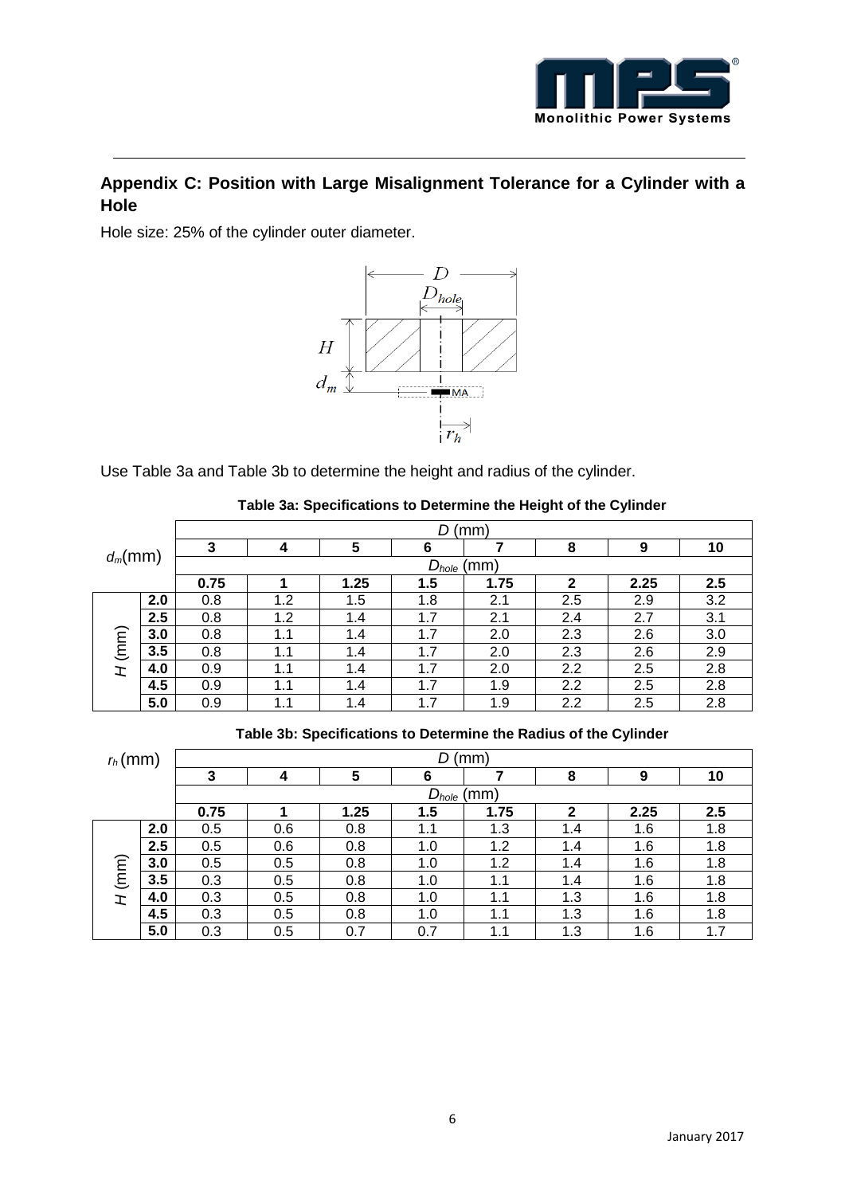## Appendix C: Position with Large Misalignment Tolerance for a Cylinder with a Hole

Hole size: 25% of the cylinder outer diameter.

$D$

$D_{hole}$

$H$

$d_m$

MA

$r_h$

Use Table 3a and Table 3b to determine the height and radius of the cylinder.

**Table 3a: Specifications to Determine the Height of the Cylinder**

| $d_m$(mm) | | $D$ (mm) | | | | | | | |
|---|---|---|---|---|---|---|---|---|---|
| | | **3** | **4** | **5** | **6** | **7** | **8** | **9** | **10** |
| | | $D_{hole}$ (mm) | | | | | | | |
| | | **0.75** | **1** | **1.25** | **1.5** | **1.75** | **2** | **2.25** | **2.5** |
| $H$ (mm) | **2.0** | 0.8 | 1.2 | 1.5 | 1.8 | 2.1 | 2.5 | 2.9 | 3.2 |
| | **2.5** | 0.8 | 1.2 | 1.4 | 1.7 | 2.1 | 2.4 | 2.7 | 3.1 |
| | **3.0** | 0.8 | 1.1 | 1.4 | 1.7 | 2.0 | 2.3 | 2.6 | 3.0 |
| | **3.5** | 0.8 | 1.1 | 1.4 | 1.7 | 2.0 | 2.3 | 2.6 | 2.9 |
| | **4.0** | 0.9 | 1.1 | 1.4 | 1.7 | 2.0 | 2.2 | 2.5 | 2.8 |
| | **4.5** | 0.9 | 1.1 | 1.4 | 1.7 | 1.9 | 2.2 | 2.5 | 2.8 |
| | **5.0** | 0.9 | 1.1 | 1.4 | 1.7 | 1.9 | 2.2 | 2.5 | 2.8 |

**Table 3b: Specifications to Determine the Radius of the Cylinder**

| $r_h$ (mm) | | $D$ (mm) | | | | | | | |
|---|---|---|---|---|---|---|---|---|---|
| | | **3** | **4** | **5** | **6** | **7** | **8** | **9** | **10** |
| | | $D_{hole}$ (mm) | | | | | | | |
| | | **0.75** | **1** | **1.25** | **1.5** | **1.75** | **2** | **2.25** | **2.5** |
| $H$ (mm) | **2.0** | 0.5 | 0.6 | 0.8 | 1.1 | 1.3 | 1.4 | 1.6 | 1.8 |
| | **2.5** | 0.5 | 0.6 | 0.8 | 1.0 | 1.2 | 1.4 | 1.6 | 1.8 |
| | **3.0** | 0.5 | 0.5 | 0.8 | 1.0 | 1.2 | 1.4 | 1.6 | 1.8 |
| | **3.5** | 0.3 | 0.5 | 0.8 | 1.0 | 1.1 | 1.4 | 1.6 | 1.8 |
| | **4.0** | 0.3 | 0.5 | 0.8 | 1.0 | 1.1 | 1.3 | 1.6 | 1.8 |
| | **4.5** | 0.3 | 0.5 | 0.8 | 1.0 | 1.1 | 1.3 | 1.6 | 1.8 |
| | **5.0** | 0.3 | 0.5 | 0.7 | 0.7 | 1.1 | 1.3 | 1.6 | 1.7 |